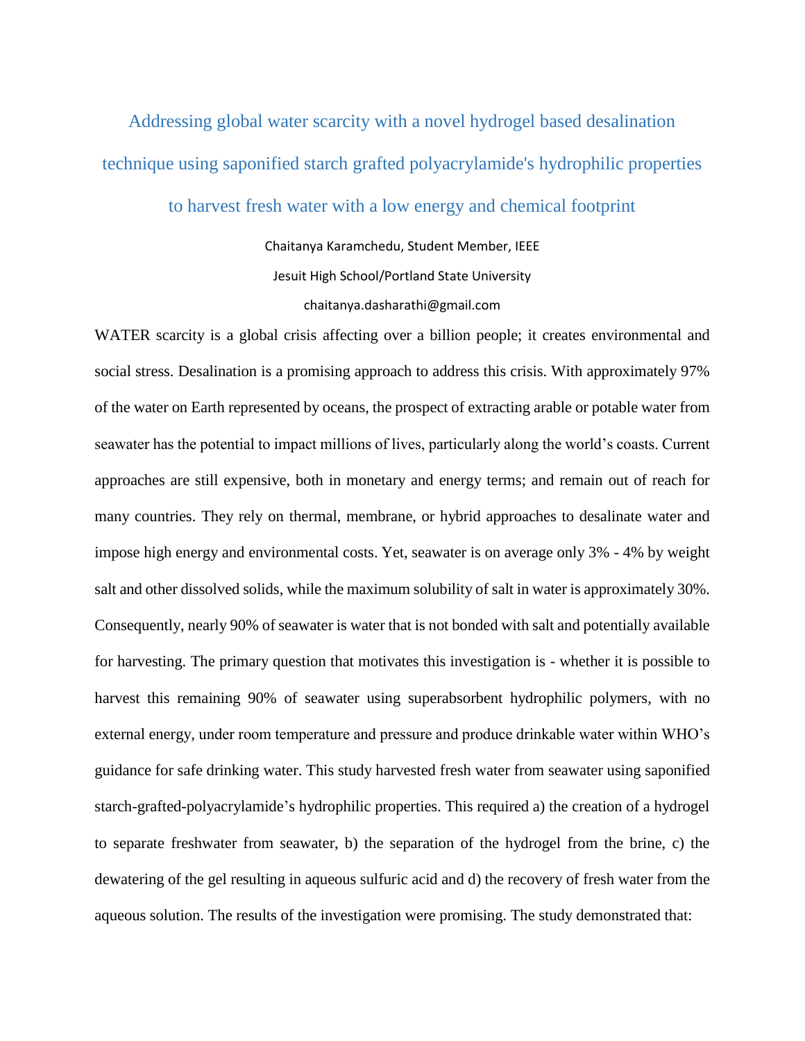# Addressing global water scarcity with a novel hydrogel based desalination technique using saponified starch grafted polyacrylamide's hydrophilic properties to harvest fresh water with a low energy and chemical footprint

Chaitanya Karamchedu, Student Member, IEEE

Jesuit High School/Portland State University

chaitanya.dasharathi@gmail.com

WATER scarcity is a global crisis affecting over a billion people; it creates environmental and social stress. Desalination is a promising approach to address this crisis. With approximately 97% of the water on Earth represented by oceans, the prospect of extracting arable or potable water from seawater has the potential to impact millions of lives, particularly along the world's coasts. Current approaches are still expensive, both in monetary and energy terms; and remain out of reach for many countries. They rely on thermal, membrane, or hybrid approaches to desalinate water and impose high energy and environmental costs. Yet, seawater is on average only 3% - 4% by weight salt and other dissolved solids, while the maximum solubility of salt in water is approximately 30%. Consequently, nearly 90% of seawater is water that is not bonded with salt and potentially available for harvesting. The primary question that motivates this investigation is - whether it is possible to harvest this remaining 90% of seawater using superabsorbent hydrophilic polymers, with no external energy, under room temperature and pressure and produce drinkable water within WHO's guidance for safe drinking water. This study harvested fresh water from seawater using saponified starch-grafted-polyacrylamide's hydrophilic properties. This required a) the creation of a hydrogel to separate freshwater from seawater, b) the separation of the hydrogel from the brine, c) the dewatering of the gel resulting in aqueous sulfuric acid and d) the recovery of fresh water from the aqueous solution. The results of the investigation were promising. The study demonstrated that: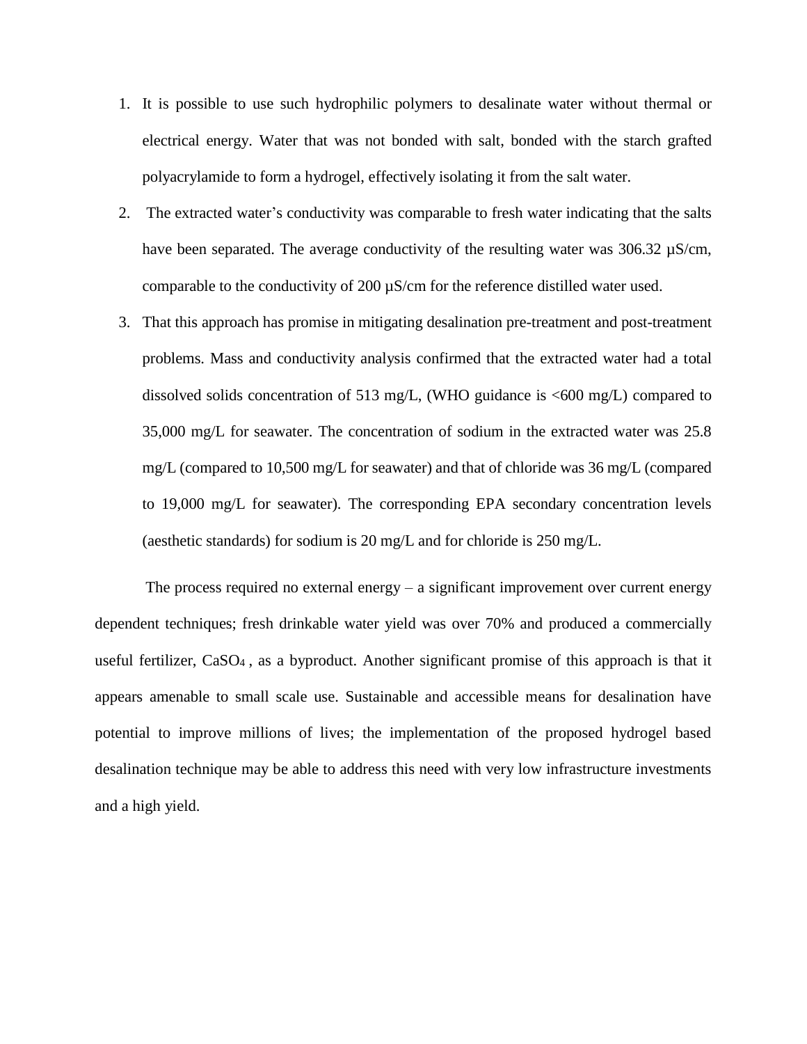1. It is possible to use such hydrophilic polymers to desalinate water without thermal or electrical energy. Water that was not bonded with salt, bonded with the starch grafted polyacrylamide to form a hydrogel, effectively isolating it from the salt water.
2. The extracted water's conductivity was comparable to fresh water indicating that the salts have been separated. The average conductivity of the resulting water was 306.32 µS/cm, comparable to the conductivity of 200 µS/cm for the reference distilled water used.
3. That this approach has promise in mitigating desalination pre-treatment and post-treatment problems. Mass and conductivity analysis confirmed that the extracted water had a total dissolved solids concentration of 513 mg/L, (WHO guidance is <600 mg/L) compared to 35,000 mg/L for seawater. The concentration of sodium in the extracted water was 25.8 mg/L (compared to 10,500 mg/L for seawater) and that of chloride was 36 mg/L (compared to 19,000 mg/L for seawater). The corresponding EPA secondary concentration levels (aesthetic standards) for sodium is 20 mg/L and for chloride is 250 mg/L.

The process required no external energy – a significant improvement over current energy dependent techniques; fresh drinkable water yield was over 70% and produced a commercially useful fertilizer, $CaSO_4$ , as a byproduct. Another significant promise of this approach is that it appears amenable to small scale use. Sustainable and accessible means for desalination have potential to improve millions of lives; the implementation of the proposed hydrogel based desalination technique may be able to address this need with very low infrastructure investments and a high yield.